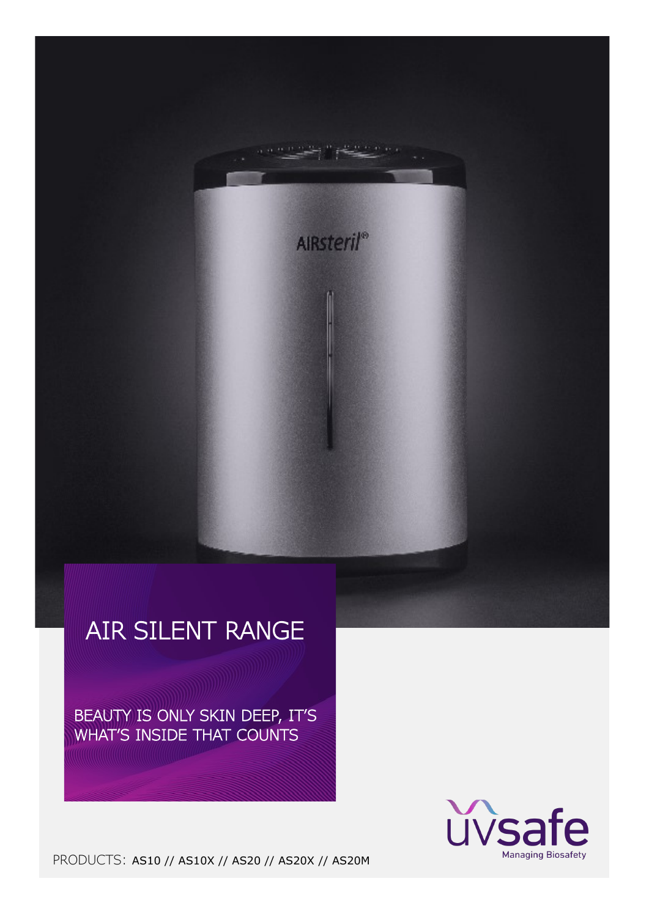# AIR SILENT RANGE

BEAUTY IS ONLY SKIN DEEP, IT'S WHAT'S INSIDE THAT COUNTS

PRODUCTS: AS10 // AS10X // AS20 // AS20X // AS20M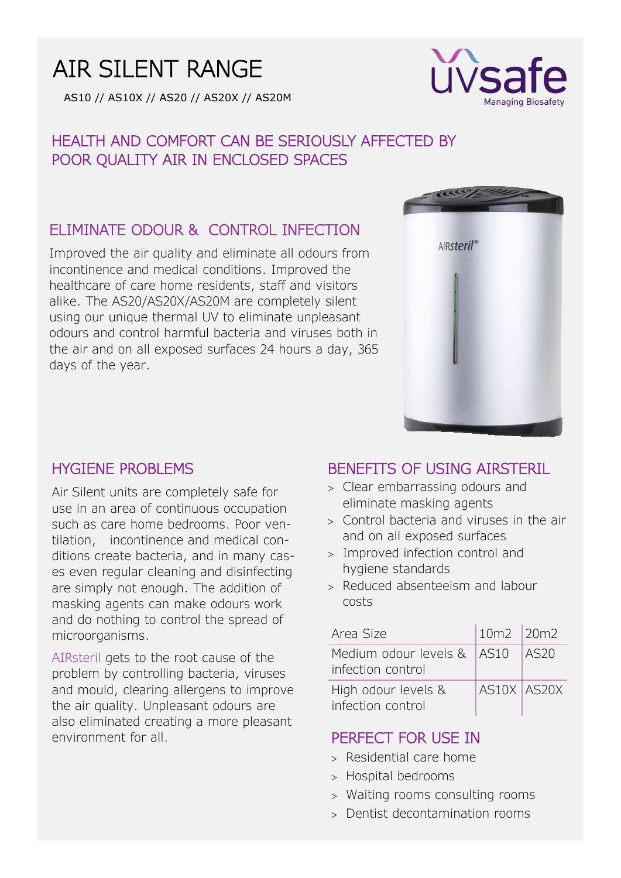# AIR SILENT RANGE

AS10 // AS10X // AS20 // AS20X // AS20M

uvsafe
Managing Biosafety

## HEALTH AND COMFORT CAN BE SERIOUSLY AFFECTED BY POOR QUALITY AIR IN ENCLOSED SPACES

### ELIMINATE ODOUR & CONTROL INFECTION

Improved the air quality and eliminate all odours from incontinence and medical conditions. Improved the healthcare of care home residents, staff and visitors alike. The AS20/AS20X/AS20M are completely silent using our unique thermal UV to eliminate unpleasant odours and control harmful bacteria and viruses both in the air and on all exposed surfaces 24 hours a day, 365 days of the year.

### HYGIENE PROBLEMS

Air Silent units are completely safe for use in an area of continuous occupation such as care home bedrooms. Poor ventilation, incontinence and medical conditions create bacteria, and in many cases even regular cleaning and disinfecting are simply not enough. The addition of masking agents can make odours work and do nothing to control the spread of microorganisms.

AIRsteril gets to the root cause of the problem by controlling bacteria, viruses and mould, clearing allergens to improve the air quality. Unpleasant odours are also eliminated creating a more pleasant environment for all.

### BENEFITS OF USING AIRSTERIL

- Clear embarrassing odours and eliminate masking agents
- Control bacteria and viruses in the air and on all exposed surfaces
- Improved infection control and hygiene standards
- Reduced absenteeism and labour costs

| Area Size | 10m2 | 20m2 |
|---|---|---|
| Medium odour levels & infection control | AS10 | AS20 |
| High odour levels & infection control | AS10X | AS20X |

### PERFECT FOR USE IN

- Residential care home
- Hospital bedrooms
- Waiting rooms consulting rooms
- Dentist decontamination rooms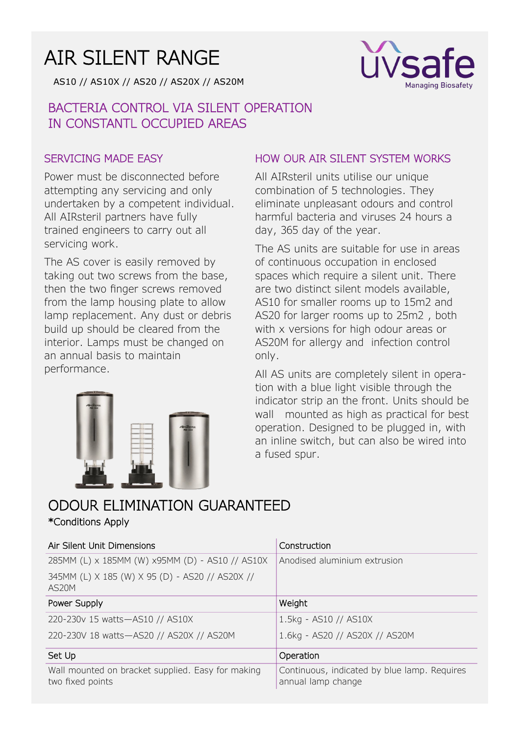# AIR SILENT RANGE

AS10 // AS10X // AS20 // AS20X // AS20M

uvsafe
Managing Biosafety

## BACTERIA CONTROL VIA SILENT OPERATION IN CONSTANTL OCCUPIED AREAS

### SERVICING MADE EASY

Power must be disconnected before attempting any servicing and only undertaken by a competent individual. All AIRsteril partners have fully trained engineers to carry out all servicing work.

The AS cover is easily removed by taking out two screws from the base, then the two finger screws removed from the lamp housing plate to allow lamp replacement. Any dust or debris build up should be cleared from the interior. Lamps must be changed on an annual basis to maintain performance.

### HOW OUR AIR SILENT SYSTEM WORKS

All AIRsteril units utilise our unique combination of 5 technologies. They eliminate unpleasant odours and control harmful bacteria and viruses 24 hours a day, 365 day of the year.

The AS units are suitable for use in areas of continuous occupation in enclosed spaces which require a silent unit. There are two distinct silent models available, AS10 for smaller rooms up to 15m2 and AS20 for larger rooms up to 25m2 , both with x versions for high odour areas or AS20M for allergy and infection control only.

All AS units are completely silent in operation with a blue light visible through the indicator strip an the front. Units should be wall mounted as high as practical for best operation. Designed to be plugged in, with an inline switch, but can also be wired into a fused spur.

## ODOUR ELIMINATION GUARANTEED

*Conditions Apply

| Air Silent Unit Dimensions | Construction |
|---|---|
| 285MM (L) x 185MM (W) x95MM (D) - AS10 // AS10X<br>345MM (L) X 185 (W) X 95 (D) - AS20 // AS20X // AS20M | Anodised aluminium extrusion |
| **Power Supply** | **Weight** |
| 220-230v 15 watts—AS10 // AS10X<br>220-230V 18 watts—AS20 // AS20X // AS20M | 1.5kg - AS10 // AS10X<br>1.6kg - AS20 // AS20X // AS20M |
| **Set Up** | **Operation** |
| Wall mounted on bracket supplied. Easy for making two fixed points | Continuous, indicated by blue lamp. Requires annual lamp change |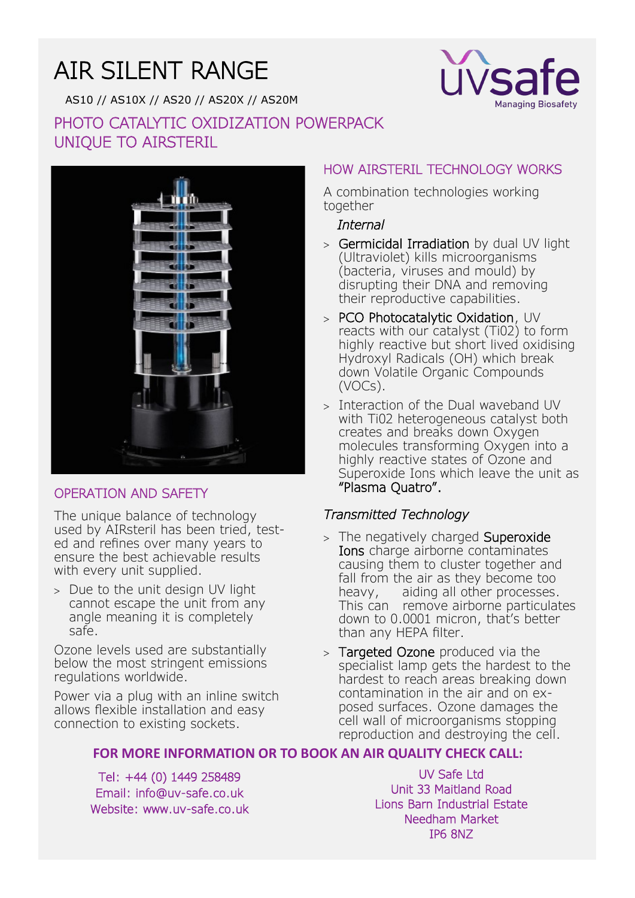# AIR SILENT RANGE

AS10 // AS10X // AS20 // AS20X // AS20M

uvsafe
Managing Biosafety

## PHOTO CATALYTIC OXIDIZATION POWERPACK UNIQUE TO AIRSTERIL

## OPERATION AND SAFETY

The unique balance of technology used by AIRsteril has been tried, tested and refines over many years to ensure the best achievable results with every unit supplied.

> Due to the unit design UV light cannot escape the unit from any angle meaning it is completely safe.

Ozone levels used are substantially below the most stringent emissions regulations worldwide.

Power via a plug with an inline switch allows flexible installation and easy connection to existing sockets.

## HOW AIRSTERIL TECHNOLOGY WORKS

A combination technologies working together

*Internal*

> Germicidal Irradiation by dual UV light (Ultraviolet) kills microorganisms (bacteria, viruses and mould) by disrupting their DNA and removing their reproductive capabilities.

> PCO Photocatalytic Oxidation, UV reacts with our catalyst (Ti02) to form highly reactive but short lived oxidising Hydroxyl Radicals (OH) which break down Volatile Organic Compounds (VOCs).

> Interaction of the Dual waveband UV with Ti02 heterogeneous catalyst both creates and breaks down Oxygen molecules transforming Oxygen into a highly reactive states of Ozone and Superoxide Ions which leave the unit as "Plasma Quatro".

*Transmitted Technology*

> The negatively charged Superoxide Ions charge airborne contaminates causing them to cluster together and fall from the air as they become too heavy, aiding all other processes. This can remove airborne particulates down to 0.0001 micron, that's better than any HEPA filter.

> Targeted Ozone produced via the specialist lamp gets the hardest to the hardest to reach areas breaking down contamination in the air and on exposed surfaces. Ozone damages the cell wall of microorganisms stopping reproduction and destroying the cell.

**FOR MORE INFORMATION OR TO BOOK AN AIR QUALITY CHECK CALL:**

Tel: +44 (0) 1449 258489
Email: info@uv-safe.co.uk
Website: www.uv-safe.co.uk

UV Safe Ltd
Unit 33 Maitland Road
Lions Barn Industrial Estate
Needham Market
IP6 8NZ